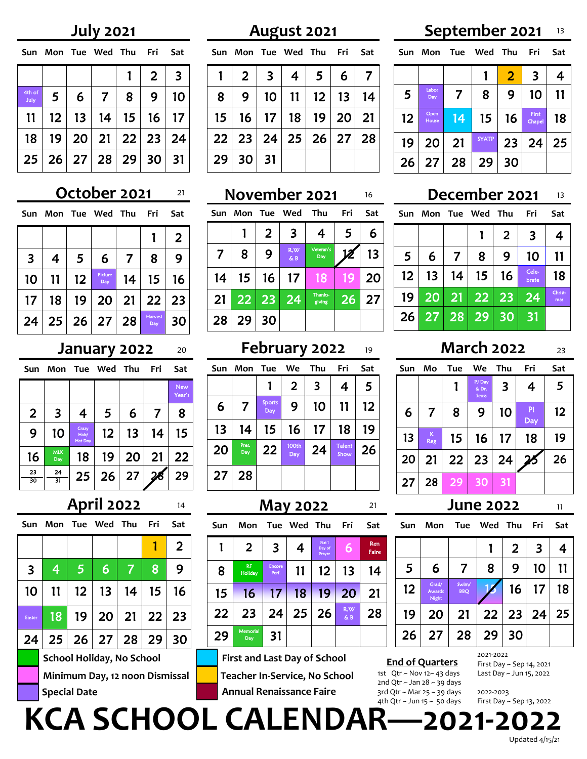# KCA SCHOOL CALENDAR—2021-2022

## July 2021

| Sun | Mon | Tue | Wed | Thu | Fri | Sat |
|---|---|---|---|---|---|---|
| | | | | 1 | 2 | 3 |
| 4th of July | 5 | 6 | 7 | 8 | 9 | 10 |
| 11 | 12 | 13 | 14 | 15 | 16 | 17 |
| 18 | 19 | 20 | 21 | 22 | 23 | 24 |
| 25 | 26 | 27 | 28 | 29 | 30 | 31 |

## August 2021

| Sun | Mon | Tue | Wed | Thu | Fri | Sat |
|---|---|---|---|---|---|---|
| 1 | 2 | 3 | 4 | 5 | 6 | 7 |
| 8 | 9 | 10 | 11 | 12 | 13 | 14 |
| 15 | 16 | 17 | 18 | 19 | 20 | 21 |
| 22 | 23 | 24 | 25 | 26 | 27 | 28 |
| 29 | 30 | 31 | | | | |

## September 2021 — 13

| Sun | Mon | Tue | Wed | Thu | Fri | Sat |
|---|---|---|---|---|---|---|
| | | | 1 | 2 | 3 | 4 |
| 5 | Labor Day | 7 | 8 | 9 | 10 | 11 |
| 12 | Open House | 14 | 15 | 16 | First Chapel | 18 |
| 19 | 20 | 21 | SYATP | 23 | 24 | 25 |
| 26 | 27 | 28 | 29 | 30 | | |

## October 2021 — 21

| Sun | Mon | Tue | Wed | Thu | Fri | Sat |
|---|---|---|---|---|---|---|
| | | | | | 1 | 2 |
| 3 | 4 | 5 | 6 | 7 | 8 | 9 |
| 10 | 11 | 12 | Picture Day | 14 | 15 | 16 |
| 17 | 18 | 19 | 20 | 21 | 22 | 23 |
| 24 | 25 | 26 | 27 | 28 | Harvest Day | 30 |

## November 2021 — 16

| Sun | Mon | Tue | Wed | Thu | Fri | Sat |
|---|---|---|---|---|---|---|
| | 1 | 2 | 3 | 4 | 5 | 6 |
| 7 | 8 | 9 | R,W & B | Veteran's Day | 12 | 13 |
| 14 | 15 | 16 | 17 | 18 | 19 | 20 |
| 21 | 22 | 23 | 24 | Thanks-giving | 26 | 27 |
| 28 | 29 | 30 | | | | |

## December 2021 — 13

| Sun | Mon | Tue | Wed | Thu | Fri | Sat |
|---|---|---|---|---|---|---|
| | | | 1 | 2 | 3 | 4 |
| 5 | 6 | 7 | 8 | 9 | 10 | 11 |
| 12 | 13 | 14 | 15 | 16 | Cele-brate | 18 |
| 19 | 20 | 21 | 22 | 23 | 24 | Christ-mas |
| 26 | 27 | 28 | 29 | 30 | 31 | |

## January 2022 — 20

| Sun | Mon | Tue | Wed | Thu | Fri | Sat |
|---|---|---|---|---|---|---|
| | | | | | | New Year's |
| 2 | 3 | 4 | 5 | 6 | 7 | 8 |
| 9 | 10 | Crazy Hair/ Hat Day | 12 | 13 | 14 | 15 |
| 16 | MLK Day | 18 | 19 | 20 | 21 | 22 |
| 23/30 | 24/31 | 25 | 26 | 27 | 28 | 29 |

## February 2022 — 19

| Sun | Mon | Tue | We | Thu | Fri | Sat |
|---|---|---|---|---|---|---|
| | | 1 | 2 | 3 | 4 | 5 |
| 6 | 7 | Sports Day | 9 | 10 | 11 | 12 |
| 13 | 14 | 15 | 16 | 17 | 18 | 19 |
| 20 | Pres. Day | 22 | 100th Day | 24 | Talent Show | 26 |
| 27 | 28 | | | | | |

## March 2022 — 23

| Sun | Mo | Tue | We | Thu | Fri | Sat |
|---|---|---|---|---|---|---|
| | | 1 | PJ Day & Dr. Seuss | 3 | 4 | 5 |
| 6 | 7 | 8 | 9 | 10 | Pi Day | 12 |
| 13 | K Reg | 15 | 16 | 17 | 18 | 19 |
| 20 | 21 | 22 | 23 | 24 | 25 | 26 |
| 27 | 28 | 29 | 30 | 31 | | |

## April 2022 — 14

| Sun | Mon | Tue | Wed | Thu | Fri | Sat |
|---|---|---|---|---|---|---|
| | | | | | 1 | 2 |
| 3 | 4 | 5 | 6 | 7 | 8 | 9 |
| 10 | 11 | 12 | 13 | 14 | 15 | 16 |
| Easter | 18 | 19 | 20 | 21 | 22 | 23 |
| 24 | 25 | 26 | 27 | 28 | 29 | 30 |

## May 2022 — 21

| Sun | Mon | Tue | Wed | Thu | Fri | Sat |
|---|---|---|---|---|---|---|
| 1 | 2 | 3 | 4 | Nat'l Day of Prayer | 6 | Ren Faire |
| 8 | RF Holiday | Encore Perf. | 11 | 12 | 13 | 14 |
| 15 | 16 | 17 | 18 | 19 | 20 | 21 |
| 22 | 23 | 24 | 25 | 26 | R,W & B | 28 |
| 29 | Memorial Day | 31 | | | | |

## June 2022 — 11

| Sun | Mon | Tue | Wed | Thu | Fri | Sat |
|---|---|---|---|---|---|---|
| | | | 1 | 2 | 3 | 4 |
| 5 | 6 | 7 | 8 | 9 | 10 | 11 |
| 12 | Grad/ Awards Night | Swim/ BBQ | 15 | 16 | 17 | 18 |
| 19 | 20 | 21 | 22 | 23 | 24 | 25 |
| 26 | 27 | 28 | 29 | 30 | | |

## Legend

- School Holiday, No School
- Minimum Day, 12 noon Dismissal
- Special Date
- First and Last Day of School
- Teacher In-Service, No School
- Annual Renaissance Faire

## End of Quarters

- 1st Qtr ~ Nov 12 ~ 43 days
- 2nd Qtr ~ Jan 28 ~ 39 days
- 3rd Qtr ~ Mar 25 ~ 39 days
- 4th Qtr ~ Jun 15 ~ 50 days

**2021-2022**
First Day ~ Sep 14, 2021
Last Day ~ Jun 15, 2022

**2022-2023**
First Day ~ Sep 13, 2022

Updated 4/15/21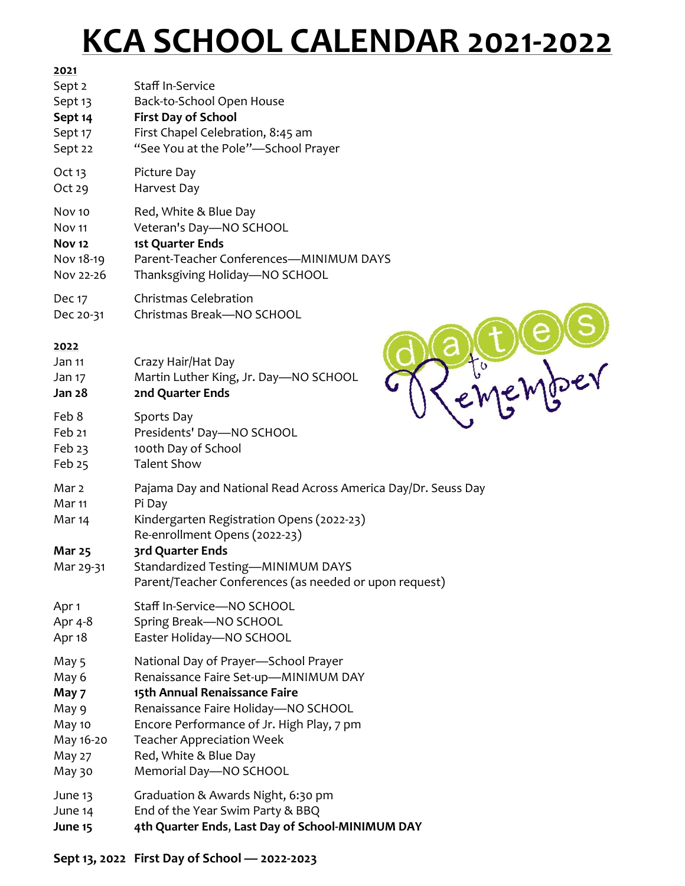# KCA SCHOOL CALENDAR 2021-2022

**2021**

| | |
|---|---|
| Sept 2 | Staff In-Service |
| Sept 13 | Back-to-School Open House |
| **Sept 14** | **First Day of School** |
| Sept 17 | First Chapel Celebration, 8:45 am |
| Sept 22 | "See You at the Pole"—School Prayer |
| Oct 13 | Picture Day |
| Oct 29 | Harvest Day |
| Nov 10 | Red, White & Blue Day |
| Nov 11 | Veteran's Day—NO SCHOOL |
| **Nov 12** | **1st Quarter Ends** |
| Nov 18-19 | Parent-Teacher Conferences—MINIMUM DAYS |
| Nov 22-26 | Thanksgiving Holiday—NO SCHOOL |
| Dec 17 | Christmas Celebration |
| Dec 20-31 | Christmas Break—NO SCHOOL |

dates to Remember

**2022**

| | |
|---|---|
| Jan 11 | Crazy Hair/Hat Day |
| Jan 17 | Martin Luther King, Jr. Day—NO SCHOOL |
| **Jan 28** | **2nd Quarter Ends** |
| Feb 8 | Sports Day |
| Feb 21 | Presidents' Day—NO SCHOOL |
| Feb 23 | 100th Day of School |
| Feb 25 | Talent Show |
| Mar 2 | Pajama Day and National Read Across America Day/Dr. Seuss Day |
| Mar 11 | Pi Day |
| Mar 14 | Kindergarten Registration Opens (2022-23)<br>Re-enrollment Opens (2022-23) |
| **Mar 25** | **3rd Quarter Ends** |
| Mar 29-31 | Standardized Testing—MINIMUM DAYS<br>Parent/Teacher Conferences (as needed or upon request) |
| Apr 1 | Staff In-Service—NO SCHOOL |
| Apr 4-8 | Spring Break—NO SCHOOL |
| Apr 18 | Easter Holiday—NO SCHOOL |
| May 5 | National Day of Prayer—School Prayer |
| May 6 | Renaissance Faire Set-up—MINIMUM DAY |
| **May 7** | **15th Annual Renaissance Faire** |
| May 9 | Renaissance Faire Holiday—NO SCHOOL |
| May 10 | Encore Performance of Jr. High Play, 7 pm |
| May 16-20 | Teacher Appreciation Week |
| May 27 | Red, White & Blue Day |
| May 30 | Memorial Day—NO SCHOOL |
| June 13 | Graduation & Awards Night, 6:30 pm |
| June 14 | End of the Year Swim Party & BBQ |
| **June 15** | **4th Quarter Ends, Last Day of School-MINIMUM DAY** |

**Sept 13, 2022 First Day of School — 2022-2023**